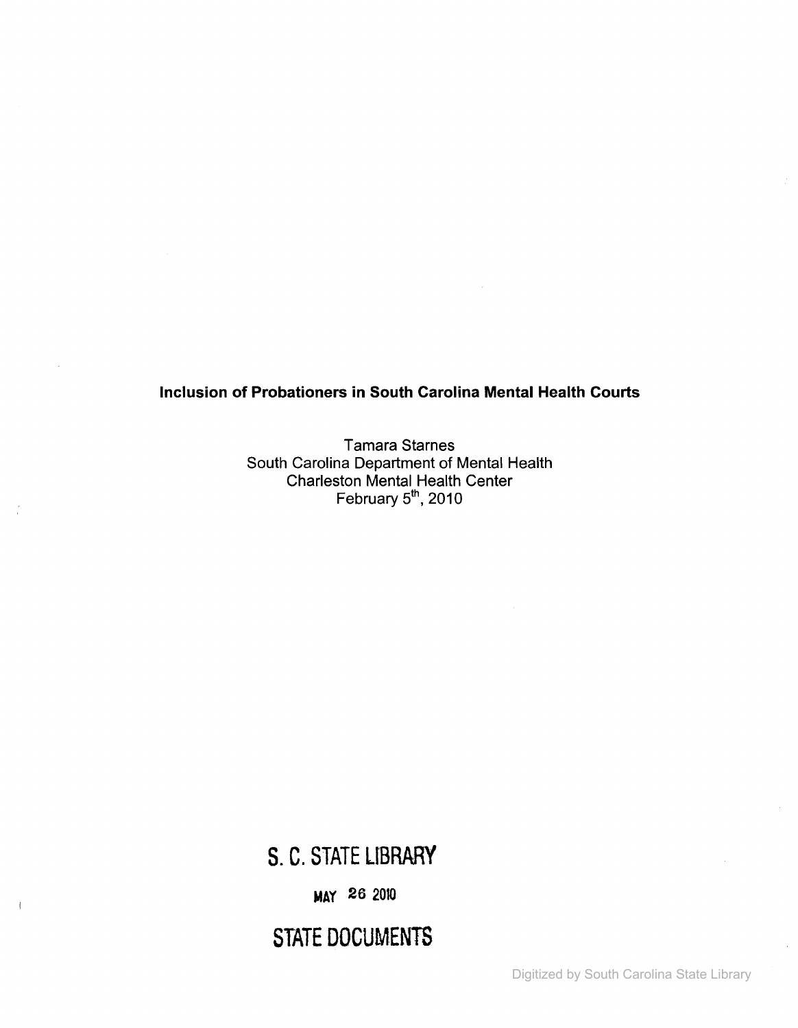**Inclusion of Probationers in South Carolina Mental Health Courts**

Tamara Starnes
South Carolina Department of Mental Health
Charleston Mental Health Center
February 5th, 2010

S. C. STATE LIBRARY

MAY 26 2010

STATE DOCUMENTS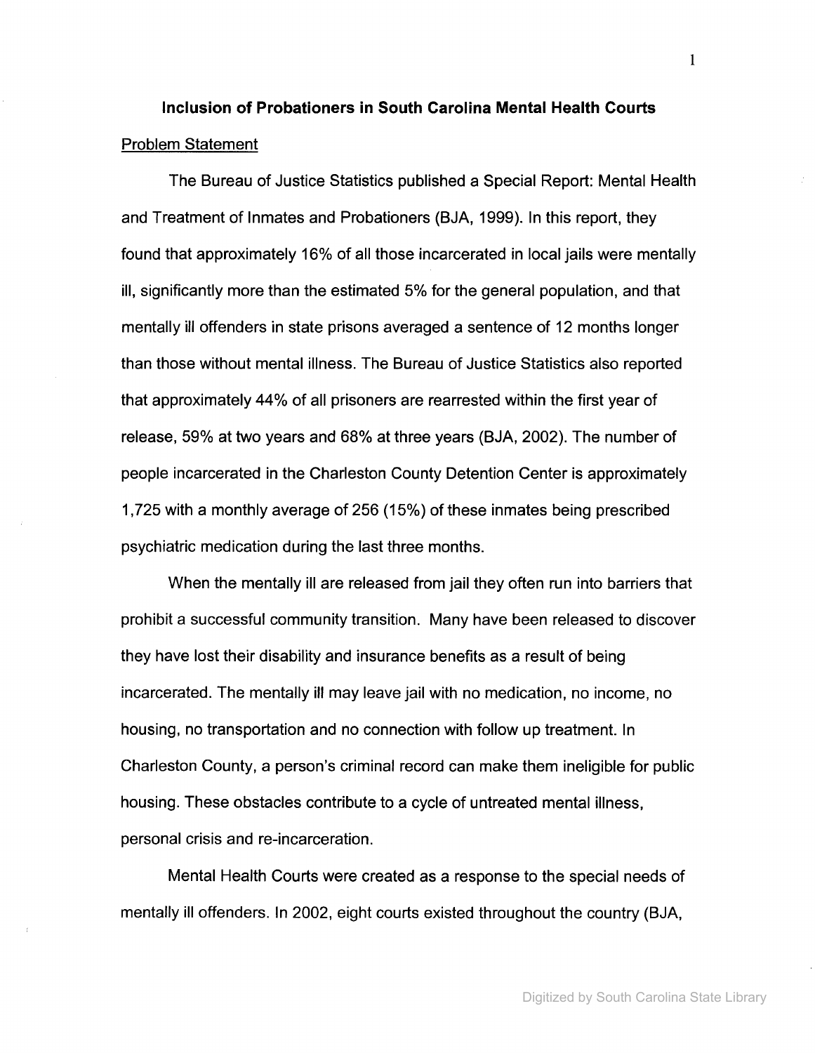**Inclusion of Probationers in South Carolina Mental Health Courts**

Problem Statement

The Bureau of Justice Statistics published a Special Report: Mental Health and Treatment of Inmates and Probationers (BJA, 1999). In this report, they found that approximately 16% of all those incarcerated in local jails were mentally ill, significantly more than the estimated 5% for the general population, and that mentally ill offenders in state prisons averaged a sentence of 12 months longer than those without mental illness. The Bureau of Justice Statistics also reported that approximately 44% of all prisoners are rearrested within the first year of release, 59% at two years and 68% at three years (BJA, 2002). The number of people incarcerated in the Charleston County Detention Center is approximately 1,725 with a monthly average of 256 (15%) of these inmates being prescribed psychiatric medication during the last three months.

When the mentally ill are released from jail they often run into barriers that prohibit a successful community transition. Many have been released to discover they have lost their disability and insurance benefits as a result of being incarcerated. The mentally ill may leave jail with no medication, no income, no housing, no transportation and no connection with follow up treatment. In Charleston County, a person's criminal record can make them ineligible for public housing. These obstacles contribute to a cycle of untreated mental illness, personal crisis and re-incarceration.

Mental Health Courts were created as a response to the special needs of mentally ill offenders. In 2002, eight courts existed throughout the country (BJA,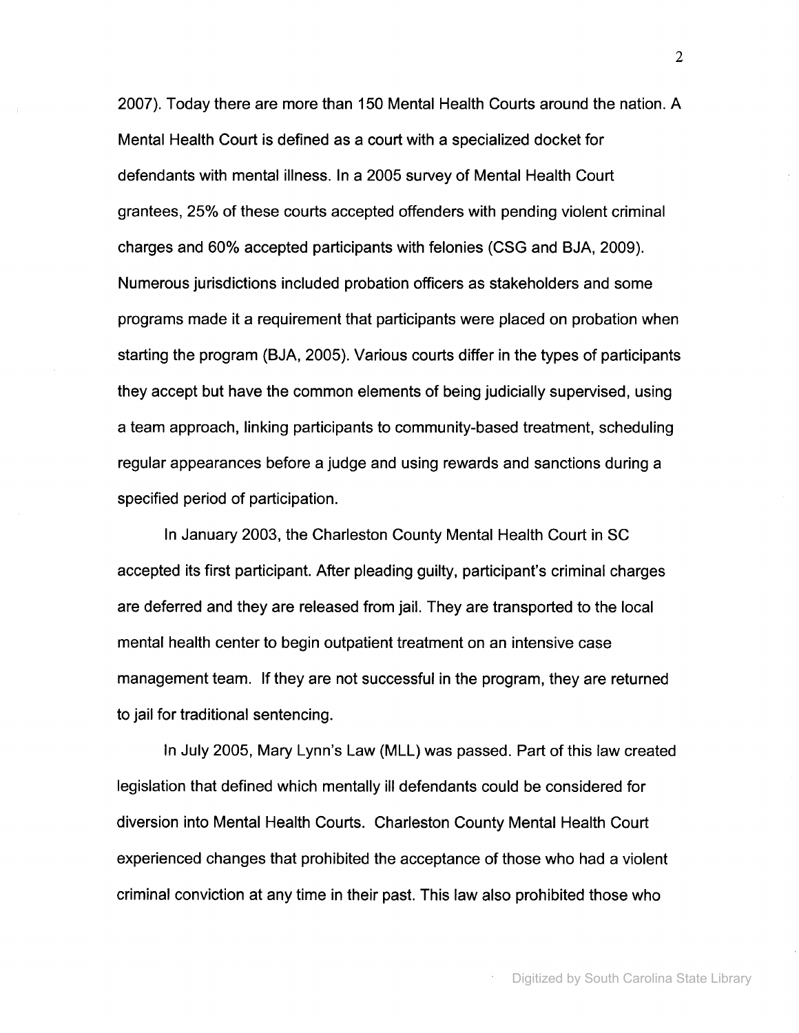2007). Today there are more than 150 Mental Health Courts around the nation. A Mental Health Court is defined as a court with a specialized docket for defendants with mental illness. In a 2005 survey of Mental Health Court grantees, 25% of these courts accepted offenders with pending violent criminal charges and 60% accepted participants with felonies (CSG and BJA, 2009). Numerous jurisdictions included probation officers as stakeholders and some programs made it a requirement that participants were placed on probation when starting the program (BJA, 2005). Various courts differ in the types of participants they accept but have the common elements of being judicially supervised, using a team approach, linking participants to community-based treatment, scheduling regular appearances before a judge and using rewards and sanctions during a specified period of participation.

In January 2003, the Charleston County Mental Health Court in SC accepted its first participant. After pleading guilty, participant's criminal charges are deferred and they are released from jail. They are transported to the local mental health center to begin outpatient treatment on an intensive case management team. If they are not successful in the program, they are returned to jail for traditional sentencing.

In July 2005, Mary Lynn's Law (MLL) was passed. Part of this law created legislation that defined which mentally ill defendants could be considered for diversion into Mental Health Courts. Charleston County Mental Health Court experienced changes that prohibited the acceptance of those who had a violent criminal conviction at any time in their past. This law also prohibited those who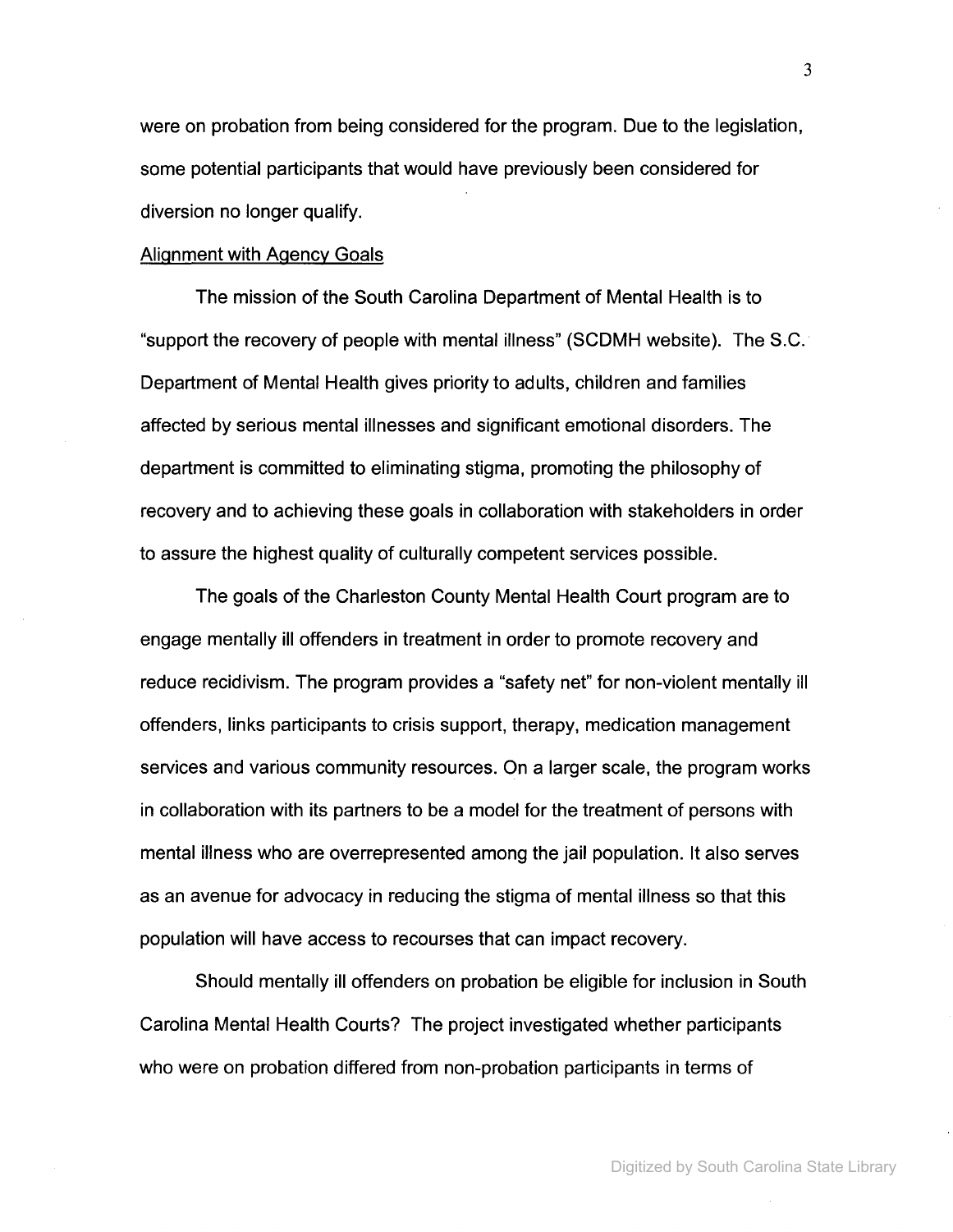were on probation from being considered for the program. Due to the legislation, some potential participants that would have previously been considered for diversion no longer qualify.

Alignment with Agency Goals

The mission of the South Carolina Department of Mental Health is to "support the recovery of people with mental illness" (SCDMH website). The S.C. Department of Mental Health gives priority to adults, children and families affected by serious mental illnesses and significant emotional disorders. The department is committed to eliminating stigma, promoting the philosophy of recovery and to achieving these goals in collaboration with stakeholders in order to assure the highest quality of culturally competent services possible.

The goals of the Charleston County Mental Health Court program are to engage mentally ill offenders in treatment in order to promote recovery and reduce recidivism. The program provides a "safety net" for non-violent mentally ill offenders, links participants to crisis support, therapy, medication management services and various community resources. On a larger scale, the program works in collaboration with its partners to be a model for the treatment of persons with mental illness who are overrepresented among the jail population. It also serves as an avenue for advocacy in reducing the stigma of mental illness so that this population will have access to recourses that can impact recovery.

Should mentally ill offenders on probation be eligible for inclusion in South Carolina Mental Health Courts? The project investigated whether participants who were on probation differed from non-probation participants in terms of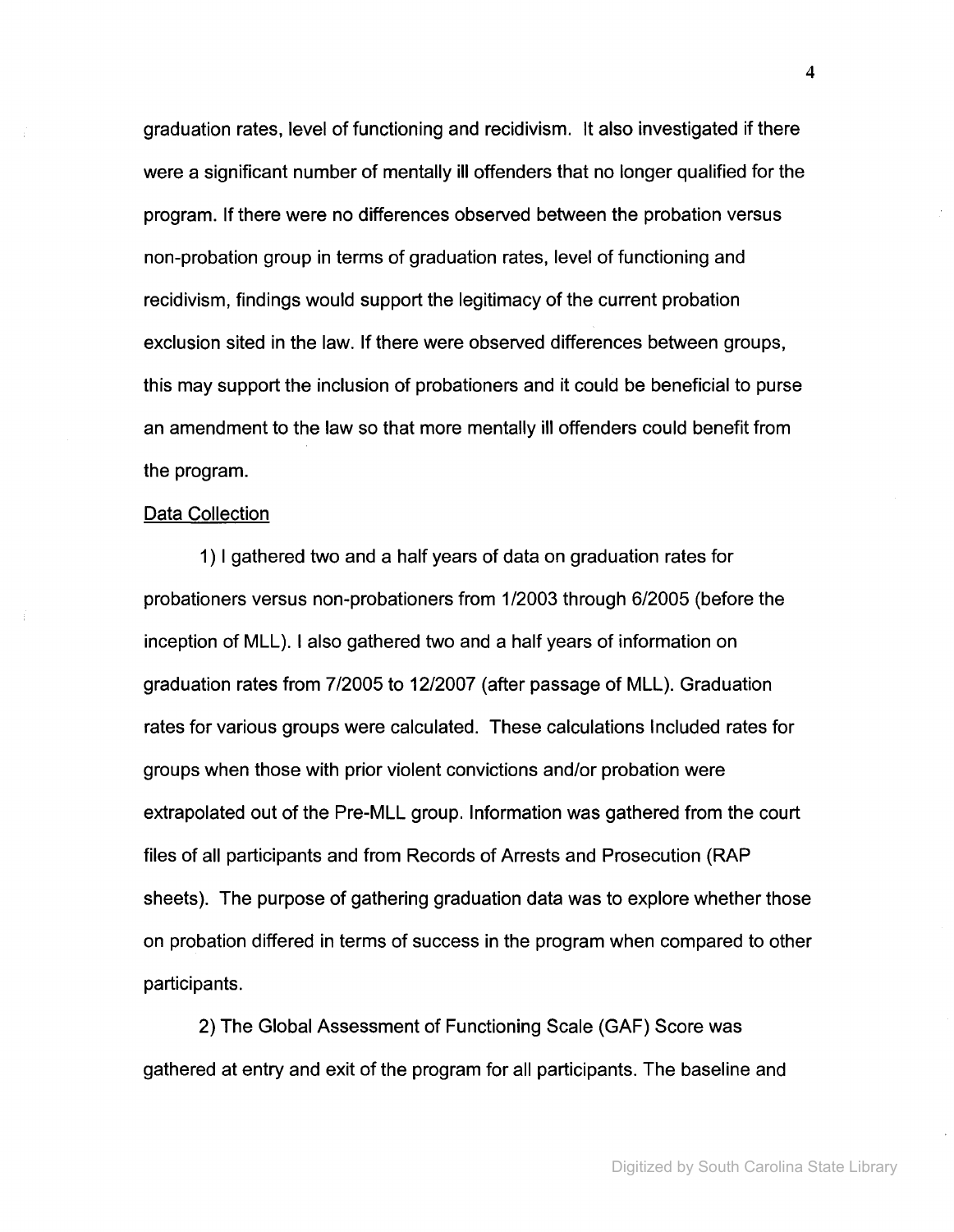graduation rates, level of functioning and recidivism. It also investigated if there were a significant number of mentally ill offenders that no longer qualified for the program. If there were no differences observed between the probation versus non-probation group in terms of graduation rates, level of functioning and recidivism, findings would support the legitimacy of the current probation exclusion sited in the law. If there were observed differences between groups, this may support the inclusion of probationers and it could be beneficial to purse an amendment to the law so that more mentally ill offenders could benefit from the program.

Data Collection

1) I gathered two and a half years of data on graduation rates for probationers versus non-probationers from 1/2003 through 6/2005 (before the inception of MLL). I also gathered two and a half years of information on graduation rates from 7/2005 to 12/2007 (after passage of MLL). Graduation rates for various groups were calculated. These calculations Included rates for groups when those with prior violent convictions and/or probation were extrapolated out of the Pre-MLL group. Information was gathered from the court files of all participants and from Records of Arrests and Prosecution (RAP sheets). The purpose of gathering graduation data was to explore whether those on probation differed in terms of success in the program when compared to other participants.

2) The Global Assessment of Functioning Scale (GAF) Score was gathered at entry and exit of the program for all participants. The baseline and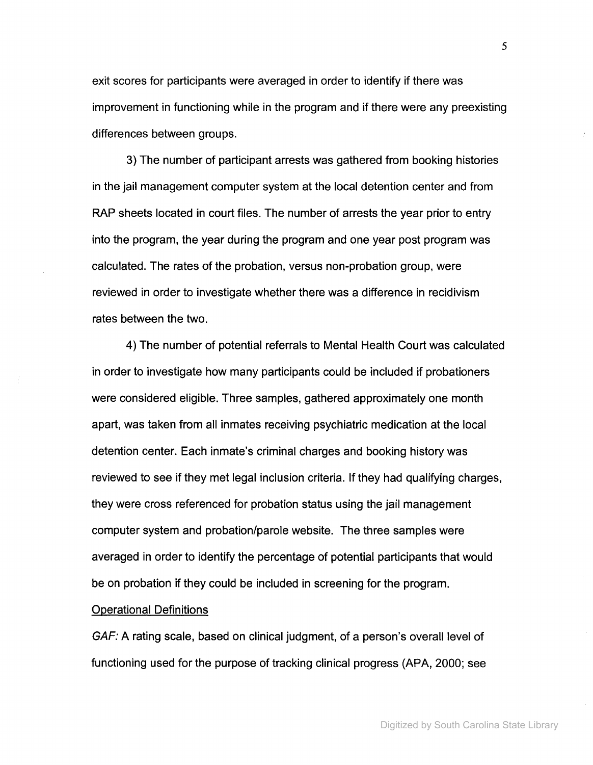exit scores for participants were averaged in order to identify if there was improvement in functioning while in the program and if there were any preexisting differences between groups.

3) The number of participant arrests was gathered from booking histories in the jail management computer system at the local detention center and from RAP sheets located in court files. The number of arrests the year prior to entry into the program, the year during the program and one year post program was calculated. The rates of the probation, versus non-probation group, were reviewed in order to investigate whether there was a difference in recidivism rates between the two.

4) The number of potential referrals to Mental Health Court was calculated in order to investigate how many participants could be included if probationers were considered eligible. Three samples, gathered approximately one month apart, was taken from all inmates receiving psychiatric medication at the local detention center. Each inmate's criminal charges and booking history was reviewed to see if they met legal inclusion criteria. If they had qualifying charges, they were cross referenced for probation status using the jail management computer system and probation/parole website. The three samples were averaged in order to identify the percentage of potential participants that would be on probation if they could be included in screening for the program.

<u>Operational Definitions</u>

*GAF:* A rating scale, based on clinical judgment, of a person's overall level of functioning used for the purpose of tracking clinical progress (APA, 2000; see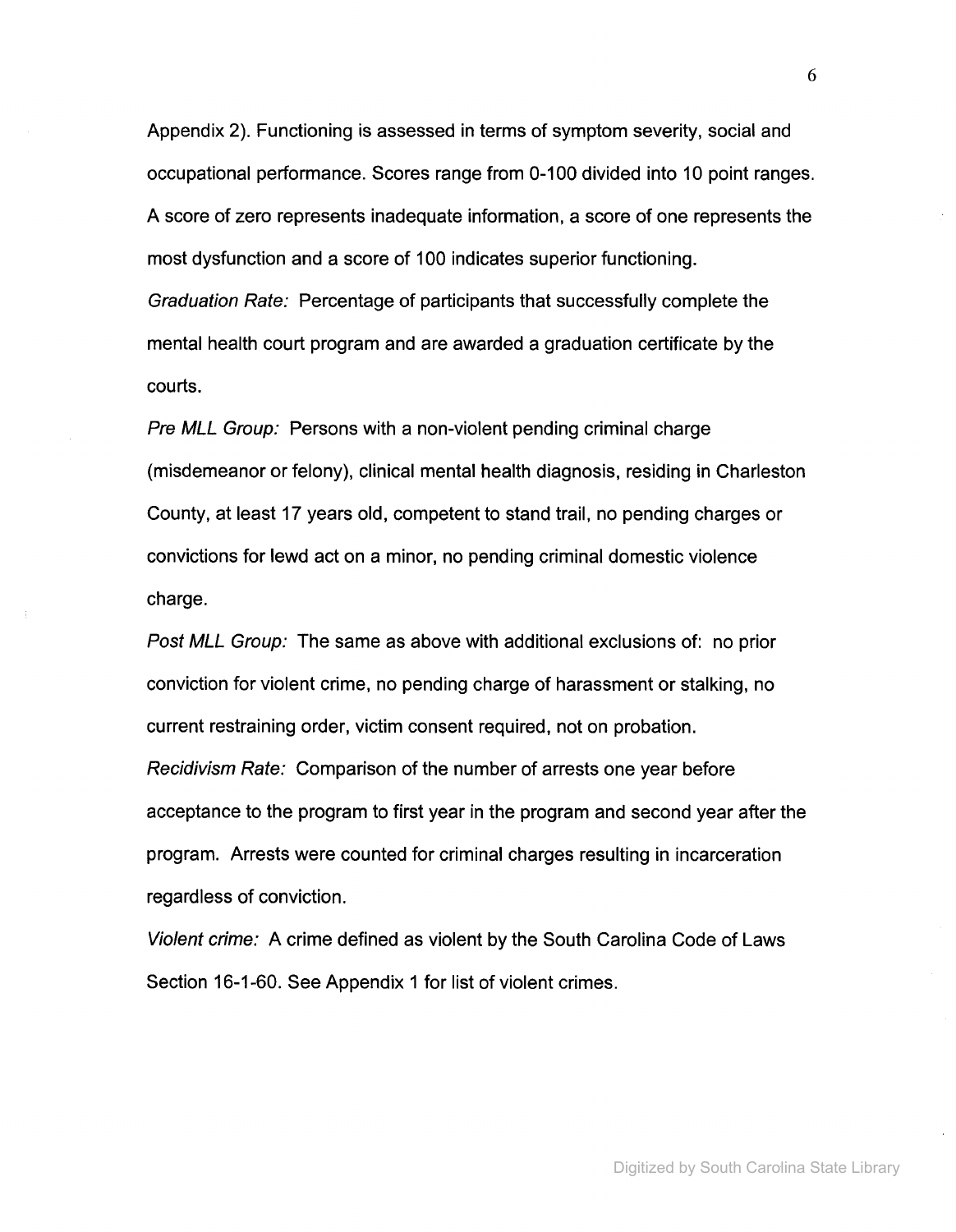Appendix 2). Functioning is assessed in terms of symptom severity, social and occupational performance. Scores range from 0-100 divided into 10 point ranges. A score of zero represents inadequate information, a score of one represents the most dysfunction and a score of 100 indicates superior functioning.

*Graduation Rate:* Percentage of participants that successfully complete the mental health court program and are awarded a graduation certificate by the courts.

*Pre MLL Group:* Persons with a non-violent pending criminal charge (misdemeanor or felony), clinical mental health diagnosis, residing in Charleston County, at least 17 years old, competent to stand trail, no pending charges or convictions for lewd act on a minor, no pending criminal domestic violence charge.

*Post MLL Group:* The same as above with additional exclusions of: no prior conviction for violent crime, no pending charge of harassment or stalking, no current restraining order, victim consent required, not on probation.

*Recidivism Rate:* Comparison of the number of arrests one year before acceptance to the program to first year in the program and second year after the program. Arrests were counted for criminal charges resulting in incarceration regardless of conviction.

*Violent crime:* A crime defined as violent by the South Carolina Code of Laws Section 16-1-60. See Appendix 1 for list of violent crimes.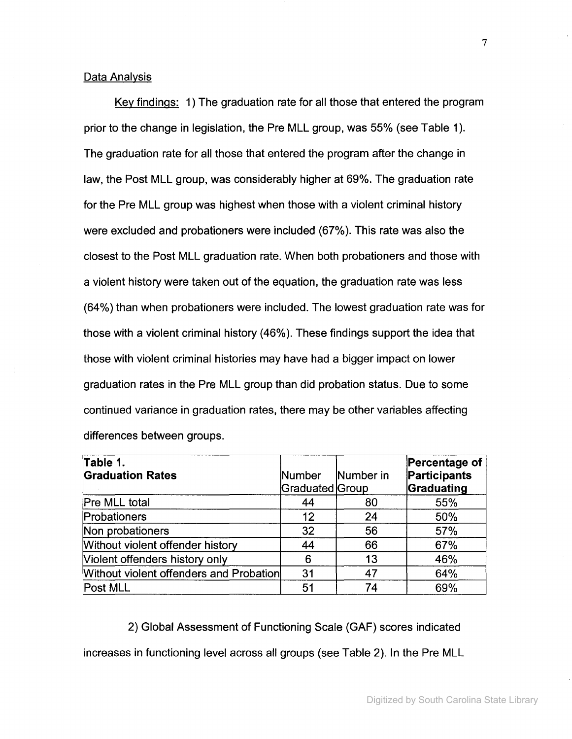Data Analysis

Key findings: 1) The graduation rate for all those that entered the program prior to the change in legislation, the Pre MLL group, was 55% (see Table 1). The graduation rate for all those that entered the program after the change in law, the Post MLL group, was considerably higher at 69%. The graduation rate for the Pre MLL group was highest when those with a violent criminal history were excluded and probationers were included (67%). This rate was also the closest to the Post MLL graduation rate. When both probationers and those with a violent history were taken out of the equation, the graduation rate was less (64%) than when probationers were included. The lowest graduation rate was for those with a violent criminal history (46%). These findings support the idea that those with violent criminal histories may have had a bigger impact on lower graduation rates in the Pre MLL group than did probation status. Due to some continued variance in graduation rates, there may be other variables affecting differences between groups.

| **Table 1. Graduation Rates** | Number Graduated | Number in Group | **Percentage of Participants Graduating** |
|---|---|---|---|
| Pre MLL total | 44 | 80 | 55% |
| Probationers | 12 | 24 | 50% |
| Non probationers | 32 | 56 | 57% |
| Without violent offender history | 44 | 66 | 67% |
| Violent offenders history only | 6 | 13 | 46% |
| Without violent offenders and Probation | 31 | 47 | 64% |
| Post MLL | 51 | 74 | 69% |

2) Global Assessment of Functioning Scale (GAF) scores indicated increases in functioning level across all groups (see Table 2). In the Pre MLL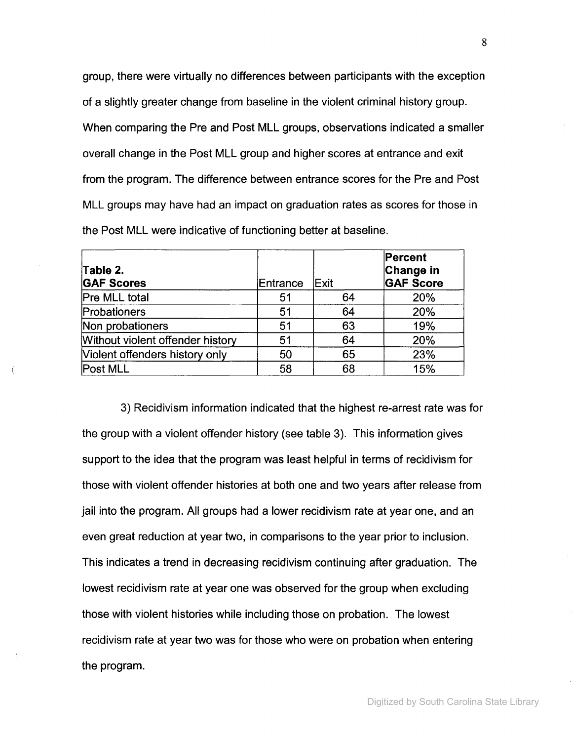group, there were virtually no differences between participants with the exception of a slightly greater change from baseline in the violent criminal history group. When comparing the Pre and Post MLL groups, observations indicated a smaller overall change in the Post MLL group and higher scores at entrance and exit from the program. The difference between entrance scores for the Pre and Post MLL groups may have had an impact on graduation rates as scores for those in the Post MLL were indicative of functioning better at baseline.

| **Table 2.** **GAF Scores** | Entrance | Exit | **Percent Change in GAF Score** |
|---|---|---|---|
| Pre MLL total | 51 | 64 | 20% |
| Probationers | 51 | 64 | 20% |
| Non probationers | 51 | 63 | 19% |
| Without violent offender history | 51 | 64 | 20% |
| Violent offenders history only | 50 | 65 | 23% |
| Post MLL | 58 | 68 | 15% |

3) Recidivism information indicated that the highest re-arrest rate was for the group with a violent offender history (see table 3). This information gives support to the idea that the program was least helpful in terms of recidivism for those with violent offender histories at both one and two years after release from jail into the program. All groups had a lower recidivism rate at year one, and an even great reduction at year two, in comparisons to the year prior to inclusion. This indicates a trend in decreasing recidivism continuing after graduation. The lowest recidivism rate at year one was observed for the group when excluding those with violent histories while including those on probation. The lowest recidivism rate at year two was for those who were on probation when entering the program.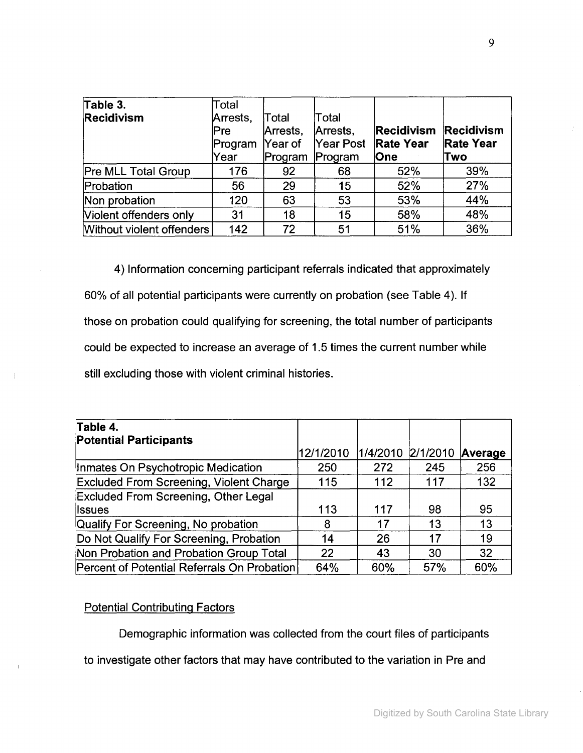| Table 3. Recidivism | Total Arrests, Pre Program Year | Total Arrests, Year of Program | Total Arrests, Year Post Program | **Recidivism Rate Year One** | **Recidivism Rate Year Two** |
|---|---|---|---|---|---|
| Pre MLL Total Group | 176 | 92 | 68 | 52% | 39% |
| Probation | 56 | 29 | 15 | 52% | 27% |
| Non probation | 120 | 63 | 53 | 53% | 44% |
| Violent offenders only | 31 | 18 | 15 | 58% | 48% |
| Without violent offenders | 142 | 72 | 51 | 51% | 36% |

4) Information concerning participant referrals indicated that approximately 60% of all potential participants were currently on probation (see Table 4). If those on probation could qualifying for screening, the total number of participants could be expected to increase an average of 1.5 times the current number while still excluding those with violent criminal histories.

| Table 4. Potential Participants | 12/1/2010 | 1/4/2010 | 2/1/2010 | **Average** |
|---|---|---|---|---|
| Inmates On Psychotropic Medication | 250 | 272 | 245 | 256 |
| Excluded From Screening, Violent Charge | 115 | 112 | 117 | 132 |
| Excluded From Screening, Other Legal Issues | 113 | 117 | 98 | 95 |
| Qualify For Screening, No probation | 8 | 17 | 13 | 13 |
| Do Not Qualify For Screening, Probation | 14 | 26 | 17 | 19 |
| Non Probation and Probation Group Total | 22 | 43 | 30 | 32 |
| Percent of Potential Referrals On Probation | 64% | 60% | 57% | 60% |

<u>Potential Contributing Factors</u>

Demographic information was collected from the court files of participants to investigate other factors that may have contributed to the variation in Pre and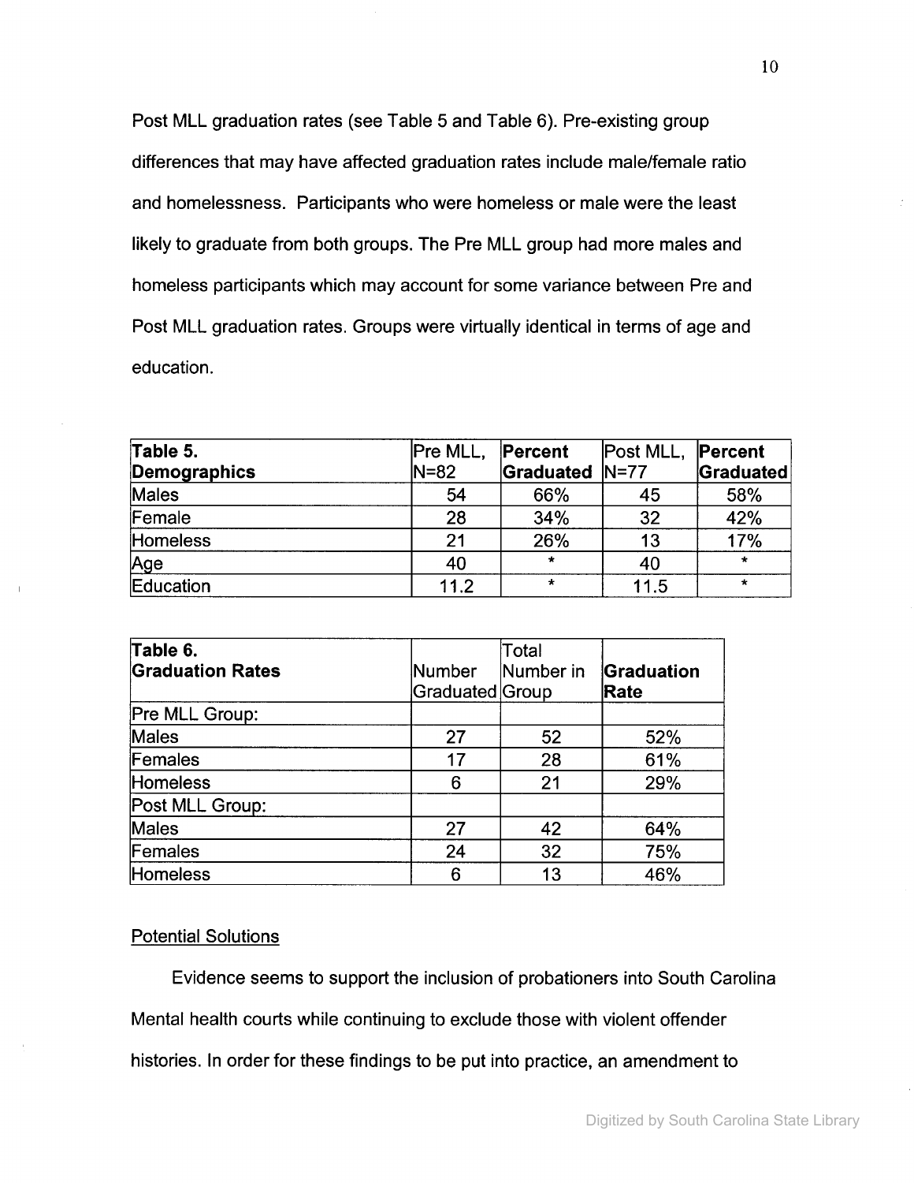Post MLL graduation rates (see Table 5 and Table 6). Pre-existing group differences that may have affected graduation rates include male/female ratio and homelessness. Participants who were homeless or male were the least likely to graduate from both groups. The Pre MLL group had more males and homeless participants which may account for some variance between Pre and Post MLL graduation rates. Groups were virtually identical in terms of age and education.

| **Table 5. Demographics** | Pre MLL, N=82 | **Percent Graduated** | Post MLL, N=77 | **Percent Graduated** |
|---|---|---|---|---|
| Males | 54 | 66% | 45 | 58% |
| Female | 28 | 34% | 32 | 42% |
| Homeless | 21 | 26% | 13 | 17% |
| Age | 40 | * | 40 | * |
| Education | 11.2 | * | 11.5 | * |

| **Table 6. Graduation Rates** | Number Graduated | Total Number in Group | **Graduation Rate** |
|---|---|---|---|
| Pre MLL Group: | | | |
| Males | 27 | 52 | 52% |
| Females | 17 | 28 | 61% |
| Homeless | 6 | 21 | 29% |
| Post MLL Group: | | | |
| Males | 27 | 42 | 64% |
| Females | 24 | 32 | 75% |
| Homeless | 6 | 13 | 46% |

Potential Solutions

Evidence seems to support the inclusion of probationers into South Carolina Mental health courts while continuing to exclude those with violent offender histories. In order for these findings to be put into practice, an amendment to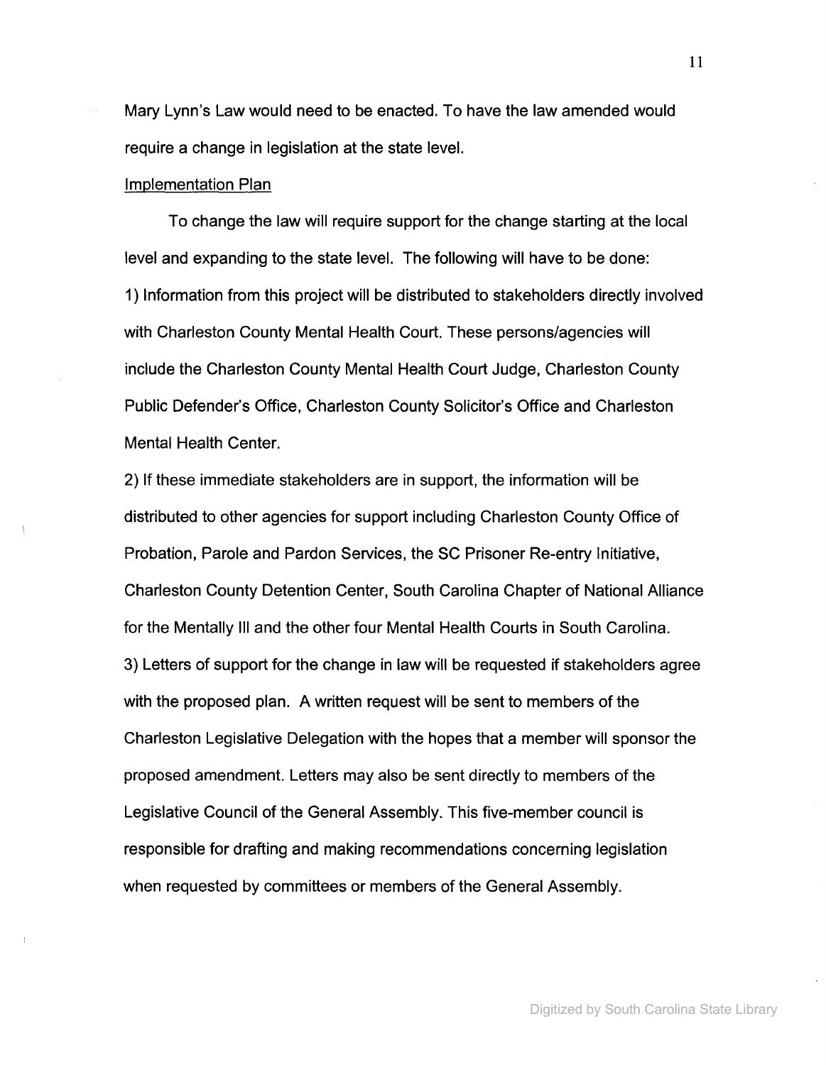Mary Lynn's Law would need to be enacted. To have the law amended would require a change in legislation at the state level.

Implementation Plan

To change the law will require support for the change starting at the local level and expanding to the state level. The following will have to be done:

1) Information from this project will be distributed to stakeholders directly involved with Charleston County Mental Health Court. These persons/agencies will include the Charleston County Mental Health Court Judge, Charleston County Public Defender's Office, Charleston County Solicitor's Office and Charleston Mental Health Center.

2) If these immediate stakeholders are in support, the information will be distributed to other agencies for support including Charleston County Office of Probation, Parole and Pardon Services, the SC Prisoner Re-entry Initiative, Charleston County Detention Center, South Carolina Chapter of National Alliance for the Mentally Ill and the other four Mental Health Courts in South Carolina.

3) Letters of support for the change in law will be requested if stakeholders agree with the proposed plan. A written request will be sent to members of the Charleston Legislative Delegation with the hopes that a member will sponsor the proposed amendment. Letters may also be sent directly to members of the Legislative Council of the General Assembly. This five-member council is responsible for drafting and making recommendations concerning legislation when requested by committees or members of the General Assembly.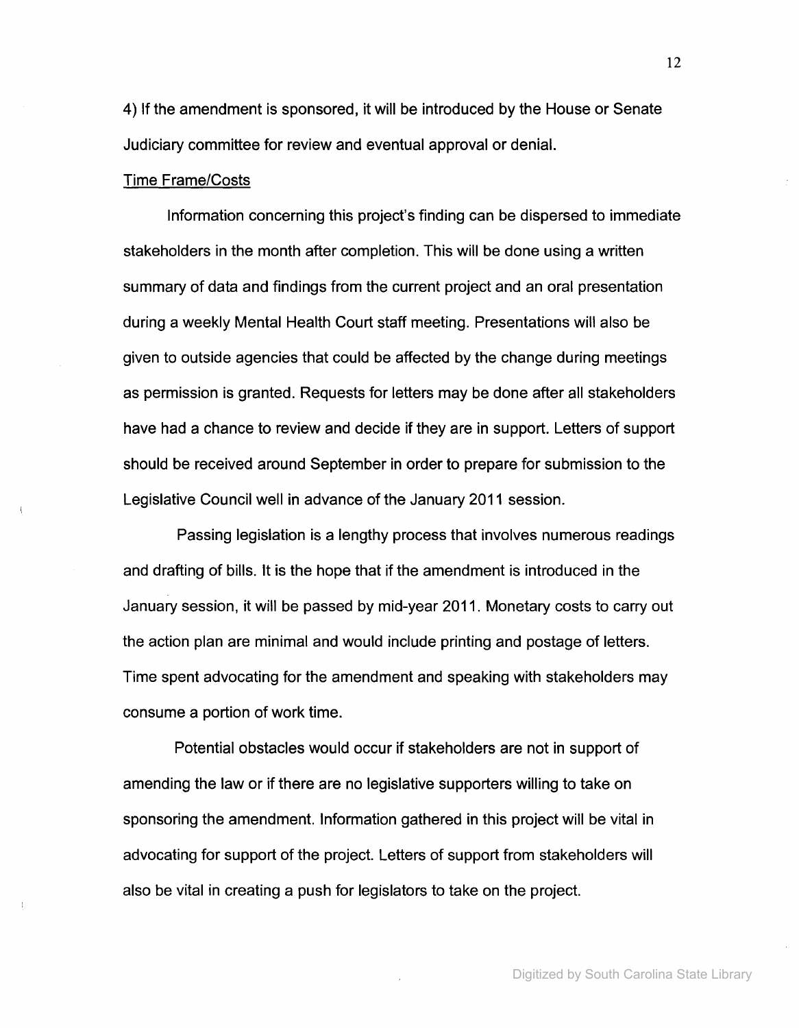4) If the amendment is sponsored, it will be introduced by the House or Senate Judiciary committee for review and eventual approval or denial.

Time Frame/Costs

Information concerning this project's finding can be dispersed to immediate stakeholders in the month after completion. This will be done using a written summary of data and findings from the current project and an oral presentation during a weekly Mental Health Court staff meeting. Presentations will also be given to outside agencies that could be affected by the change during meetings as permission is granted. Requests for letters may be done after all stakeholders have had a chance to review and decide if they are in support. Letters of support should be received around September in order to prepare for submission to the Legislative Council well in advance of the January 2011 session.

Passing legislation is a lengthy process that involves numerous readings and drafting of bills. It is the hope that if the amendment is introduced in the January session, it will be passed by mid-year 2011. Monetary costs to carry out the action plan are minimal and would include printing and postage of letters. Time spent advocating for the amendment and speaking with stakeholders may consume a portion of work time.

Potential obstacles would occur if stakeholders are not in support of amending the law or if there are no legislative supporters willing to take on sponsoring the amendment. Information gathered in this project will be vital in advocating for support of the project. Letters of support from stakeholders will also be vital in creating a push for legislators to take on the project.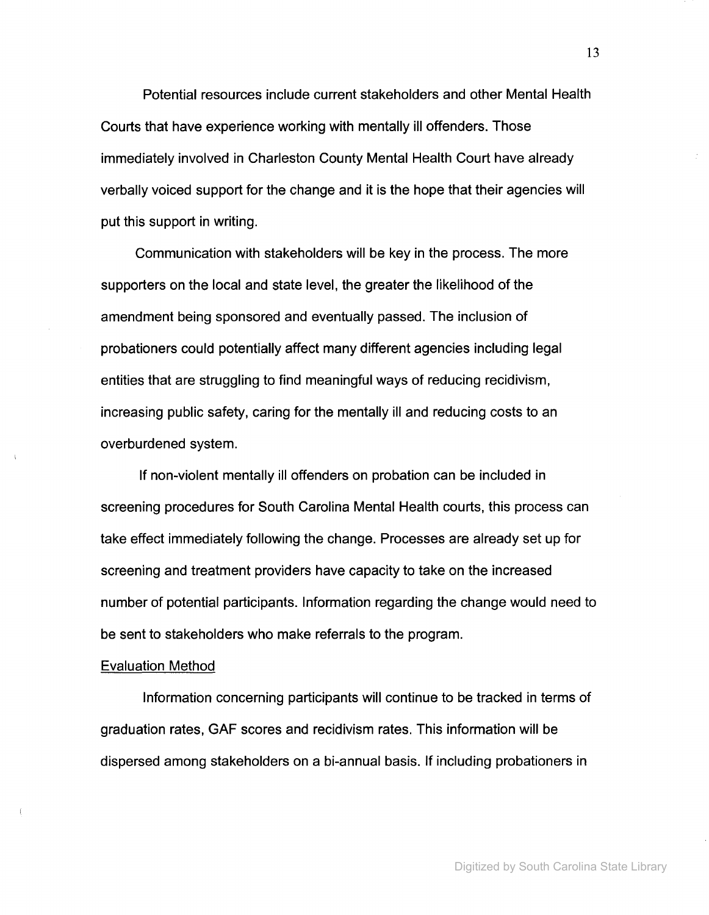Potential resources include current stakeholders and other Mental Health Courts that have experience working with mentally ill offenders. Those immediately involved in Charleston County Mental Health Court have already verbally voiced support for the change and it is the hope that their agencies will put this support in writing.

Communication with stakeholders will be key in the process. The more supporters on the local and state level, the greater the likelihood of the amendment being sponsored and eventually passed. The inclusion of probationers could potentially affect many different agencies including legal entities that are struggling to find meaningful ways of reducing recidivism, increasing public safety, caring for the mentally ill and reducing costs to an overburdened system.

If non-violent mentally ill offenders on probation can be included in screening procedures for South Carolina Mental Health courts, this process can take effect immediately following the change. Processes are already set up for screening and treatment providers have capacity to take on the increased number of potential participants. Information regarding the change would need to be sent to stakeholders who make referrals to the program.

Evaluation Method

Information concerning participants will continue to be tracked in terms of graduation rates, GAF scores and recidivism rates. This information will be dispersed among stakeholders on a bi-annual basis. If including probationers in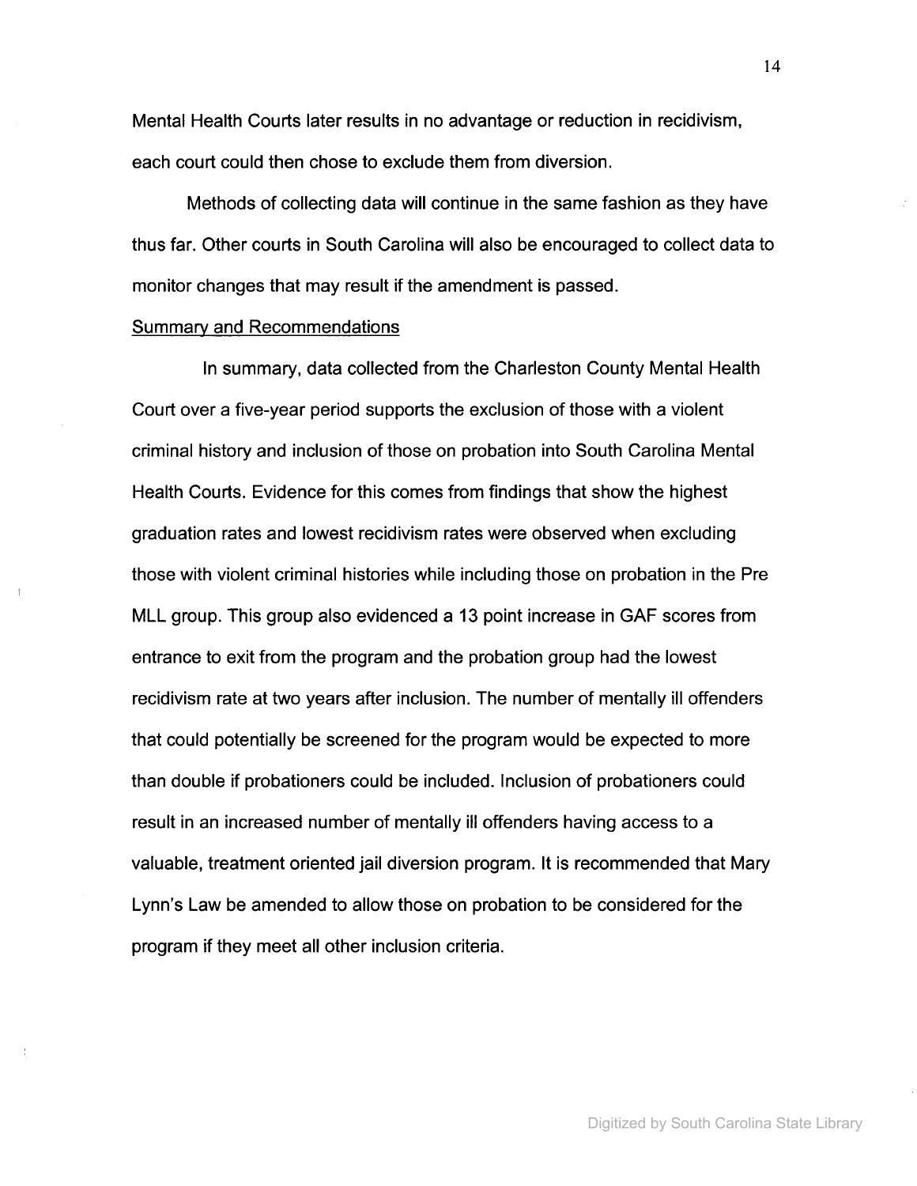Mental Health Courts later results in no advantage or reduction in recidivism, each court could then chose to exclude them from diversion.

Methods of collecting data will continue in the same fashion as they have thus far. Other courts in South Carolina will also be encouraged to collect data to monitor changes that may result if the amendment is passed.

Summary and Recommendations

In summary, data collected from the Charleston County Mental Health Court over a five-year period supports the exclusion of those with a violent criminal history and inclusion of those on probation into South Carolina Mental Health Courts. Evidence for this comes from findings that show the highest graduation rates and lowest recidivism rates were observed when excluding those with violent criminal histories while including those on probation in the Pre MLL group. This group also evidenced a 13 point increase in GAF scores from entrance to exit from the program and the probation group had the lowest recidivism rate at two years after inclusion. The number of mentally ill offenders that could potentially be screened for the program would be expected to more than double if probationers could be included. Inclusion of probationers could result in an increased number of mentally ill offenders having access to a valuable, treatment oriented jail diversion program. It is recommended that Mary Lynn's Law be amended to allow those on probation to be considered for the program if they meet all other inclusion criteria.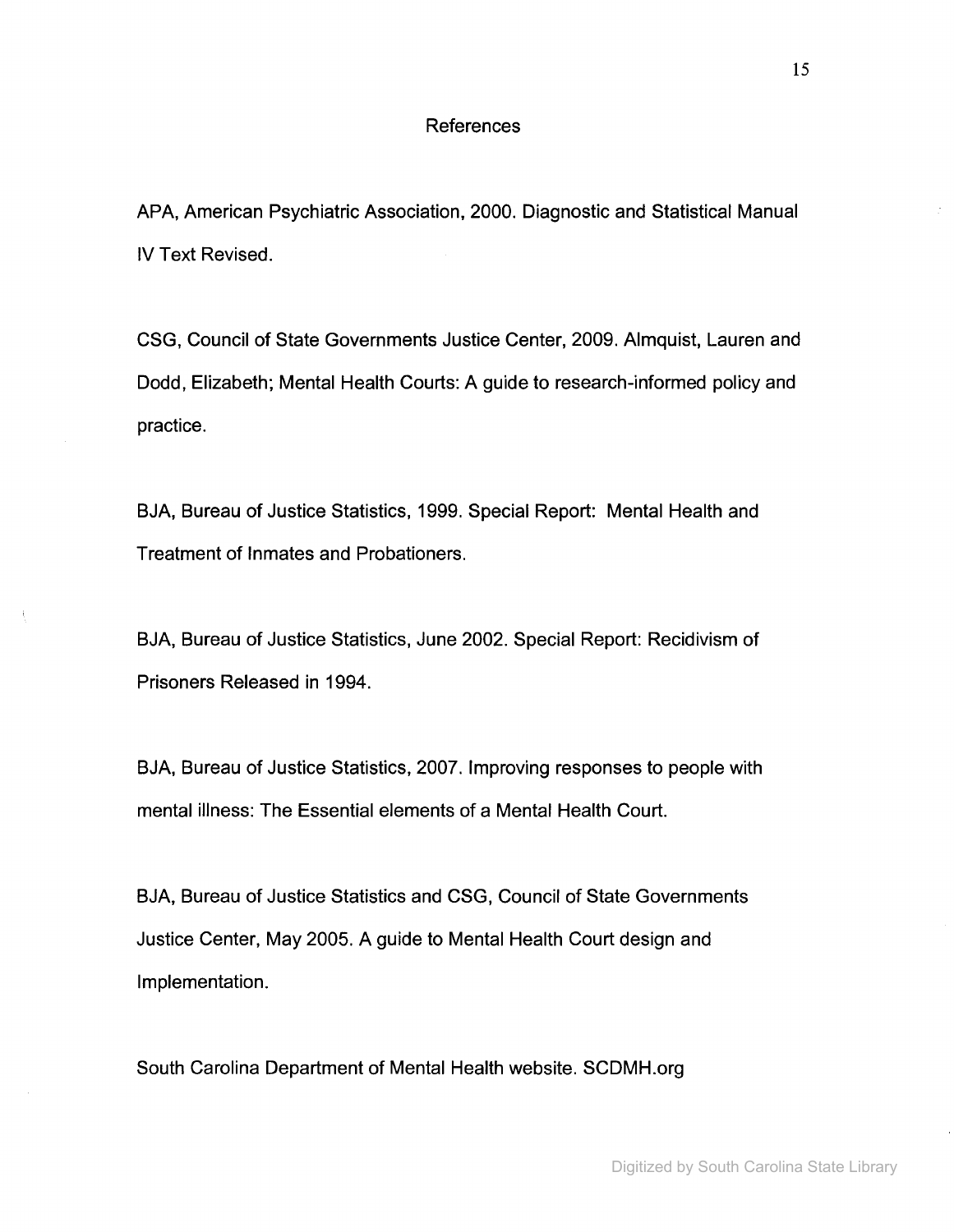# References

APA, American Psychiatric Association, 2000. Diagnostic and Statistical Manual IV Text Revised.

CSG, Council of State Governments Justice Center, 2009. Almquist, Lauren and Dodd, Elizabeth; Mental Health Courts: A guide to research-informed policy and practice.

BJA, Bureau of Justice Statistics, 1999. Special Report: Mental Health and Treatment of Inmates and Probationers.

BJA, Bureau of Justice Statistics, June 2002. Special Report: Recidivism of Prisoners Released in 1994.

BJA, Bureau of Justice Statistics, 2007. Improving responses to people with mental illness: The Essential elements of a Mental Health Court.

BJA, Bureau of Justice Statistics and CSG, Council of State Governments Justice Center, May 2005. A guide to Mental Health Court design and Implementation.

South Carolina Department of Mental Health website. SCDMH.org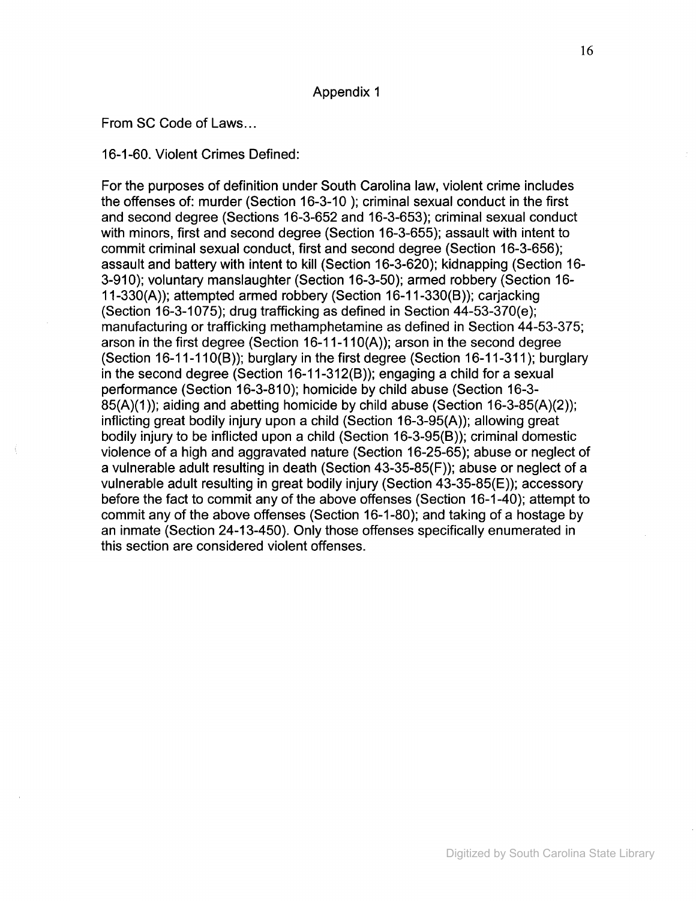## Appendix 1

From SC Code of Laws…

16-1-60. Violent Crimes Defined:

For the purposes of definition under South Carolina law, violent crime includes the offenses of: murder (Section 16-3-10 ); criminal sexual conduct in the first and second degree (Sections 16-3-652 and 16-3-653); criminal sexual conduct with minors, first and second degree (Section 16-3-655); assault with intent to commit criminal sexual conduct, first and second degree (Section 16-3-656); assault and battery with intent to kill (Section 16-3-620); kidnapping (Section 16-3-910); voluntary manslaughter (Section 16-3-50); armed robbery (Section 16-11-330(A)); attempted armed robbery (Section 16-11-330(B)); carjacking (Section 16-3-1075); drug trafficking as defined in Section 44-53-370(e); manufacturing or trafficking methamphetamine as defined in Section 44-53-375; arson in the first degree (Section 16-11-110(A)); arson in the second degree (Section 16-11-110(B)); burglary in the first degree (Section 16-11-311); burglary in the second degree (Section 16-11-312(B)); engaging a child for a sexual performance (Section 16-3-810); homicide by child abuse (Section 16-3-85(A)(1)); aiding and abetting homicide by child abuse (Section 16-3-85(A)(2)); inflicting great bodily injury upon a child (Section 16-3-95(A)); allowing great bodily injury to be inflicted upon a child (Section 16-3-95(B)); criminal domestic violence of a high and aggravated nature (Section 16-25-65); abuse or neglect of a vulnerable adult resulting in death (Section 43-35-85(F)); abuse or neglect of a vulnerable adult resulting in great bodily injury (Section 43-35-85(E)); accessory before the fact to commit any of the above offenses (Section 16-1-40); attempt to commit any of the above offenses (Section 16-1-80); and taking of a hostage by an inmate (Section 24-13-450). Only those offenses specifically enumerated in this section are considered violent offenses.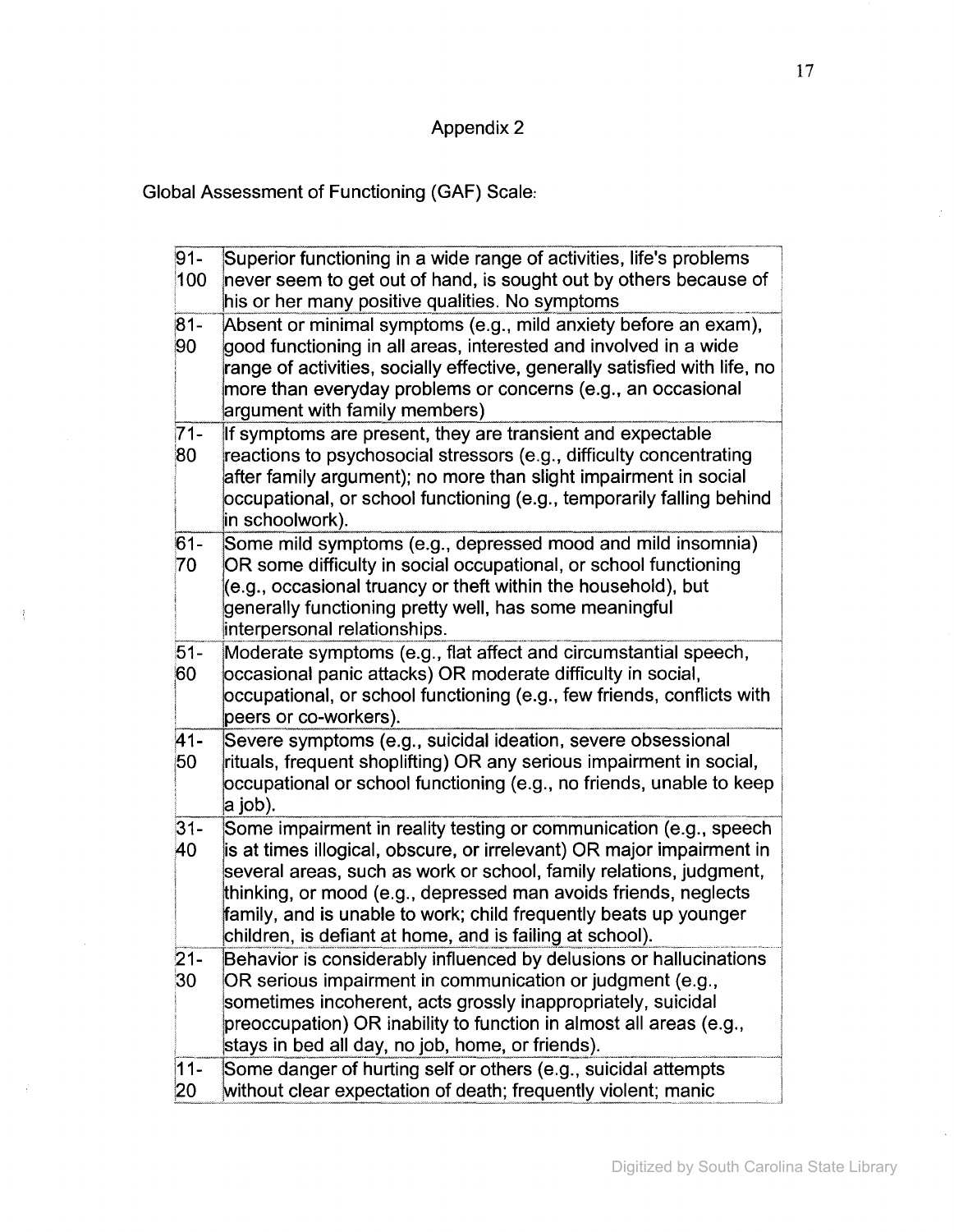Appendix 2

Global Assessment of Functioning (GAF) Scale:

| | |
|---|---|
| 91-100 | Superior functioning in a wide range of activities, life's problems never seem to get out of hand, is sought out by others because of his or her many positive qualities. No symptoms |
| 81-90 | Absent or minimal symptoms (e.g., mild anxiety before an exam), good functioning in all areas, interested and involved in a wide range of activities, socially effective, generally satisfied with life, no more than everyday problems or concerns (e.g., an occasional argument with family members) |
| 71-80 | If symptoms are present, they are transient and expectable reactions to psychosocial stressors (e.g., difficulty concentrating after family argument); no more than slight impairment in social occupational, or school functioning (e.g., temporarily falling behind in schoolwork). |
| 61-70 | Some mild symptoms (e.g., depressed mood and mild insomnia) OR some difficulty in social occupational, or school functioning (e.g., occasional truancy or theft within the household), but generally functioning pretty well, has some meaningful interpersonal relationships. |
| 51-60 | Moderate symptoms (e.g., flat affect and circumstantial speech, occasional panic attacks) OR moderate difficulty in social, occupational, or school functioning (e.g., few friends, conflicts with peers or co-workers). |
| 41-50 | Severe symptoms (e.g., suicidal ideation, severe obsessional rituals, frequent shoplifting) OR any serious impairment in social, occupational or school functioning (e.g., no friends, unable to keep a job). |
| 31-40 | Some impairment in reality testing or communication (e.g., speech is at times illogical, obscure, or irrelevant) OR major impairment in several areas, such as work or school, family relations, judgment, thinking, or mood (e.g., depressed man avoids friends, neglects family, and is unable to work; child frequently beats up younger children, is defiant at home, and is failing at school). |
| 21-30 | Behavior is considerably influenced by delusions or hallucinations OR serious impairment in communication or judgment (e.g., sometimes incoherent, acts grossly inappropriately, suicidal preoccupation) OR inability to function in almost all areas (e.g., stays in bed all day, no job, home, or friends). |
| 11-20 | Some danger of hurting self or others (e.g., suicidal attempts without clear expectation of death; frequently violent; manic |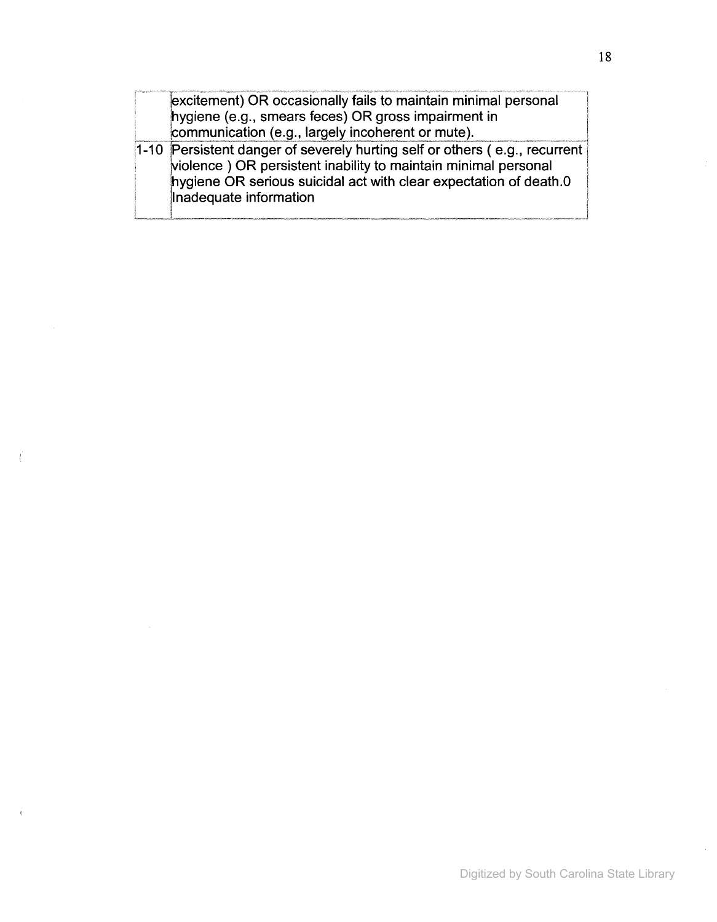| | |
|---|---|
| | excitement) OR occasionally fails to maintain minimal personal hygiene (e.g., smears feces) OR gross impairment in communication (e.g., largely incoherent or mute). |
| 1-10 | Persistent danger of severely hurting self or others ( e.g., recurrent violence ) OR persistent inability to maintain minimal personal hygiene OR serious suicidal act with clear expectation of death.0 Inadequate information |